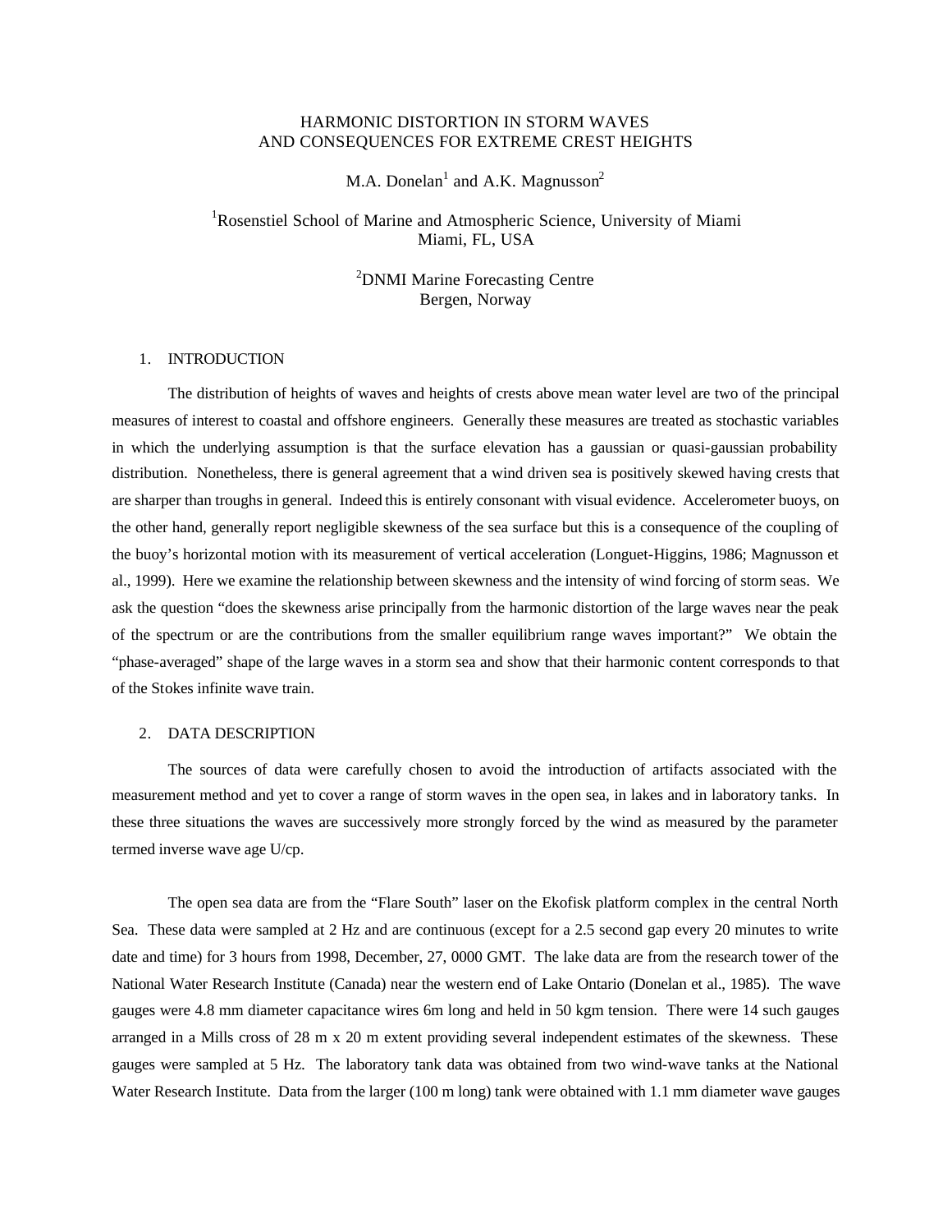# HARMONIC DISTORTION IN STORM WAVES AND CONSEQUENCES FOR EXTREME CREST HEIGHTS

M.A. Donelan[1] and A.K. Magnusson[2]

[1]Rosenstiel School of Marine and Atmospheric Science, University of Miami
Miami, FL, USA

[2]DNMI Marine Forecasting Centre
Bergen, Norway

## 1. INTRODUCTION

The distribution of heights of waves and heights of crests above mean water level are two of the principal measures of interest to coastal and offshore engineers. Generally these measures are treated as stochastic variables in which the underlying assumption is that the surface elevation has a gaussian or quasi-gaussian probability distribution. Nonetheless, there is general agreement that a wind driven sea is positively skewed having crests that are sharper than troughs in general. Indeed this is entirely consonant with visual evidence. Accelerometer buoys, on the other hand, generally report negligible skewness of the sea surface but this is a consequence of the coupling of the buoy's horizontal motion with its measurement of vertical acceleration (Longuet-Higgins, 1986; Magnusson et al., 1999). Here we examine the relationship between skewness and the intensity of wind forcing of storm seas. We ask the question "does the skewness arise principally from the harmonic distortion of the large waves near the peak of the spectrum or are the contributions from the smaller equilibrium range waves important?" We obtain the "phase-averaged" shape of the large waves in a storm sea and show that their harmonic content corresponds to that of the Stokes infinite wave train.

## 2. DATA DESCRIPTION

The sources of data were carefully chosen to avoid the introduction of artifacts associated with the measurement method and yet to cover a range of storm waves in the open sea, in lakes and in laboratory tanks. In these three situations the waves are successively more strongly forced by the wind as measured by the parameter termed inverse wave age $U/c_p$.

The open sea data are from the "Flare South" laser on the Ekofisk platform complex in the central North Sea. These data were sampled at 2 Hz and are continuous (except for a 2.5 second gap every 20 minutes to write date and time) for 3 hours from 1998, December, 27, 0000 GMT. The lake data are from the research tower of the National Water Research Institute (Canada) near the western end of Lake Ontario (Donelan et al., 1985). The wave gauges were 4.8 mm diameter capacitance wires 6m long and held in 50 kgm tension. There were 14 such gauges arranged in a Mills cross of 28 m x 20 m extent providing several independent estimates of the skewness. These gauges were sampled at 5 Hz. The laboratory tank data was obtained from two wind-wave tanks at the National Water Research Institute. Data from the larger (100 m long) tank were obtained with 1.1 mm diameter wave gauges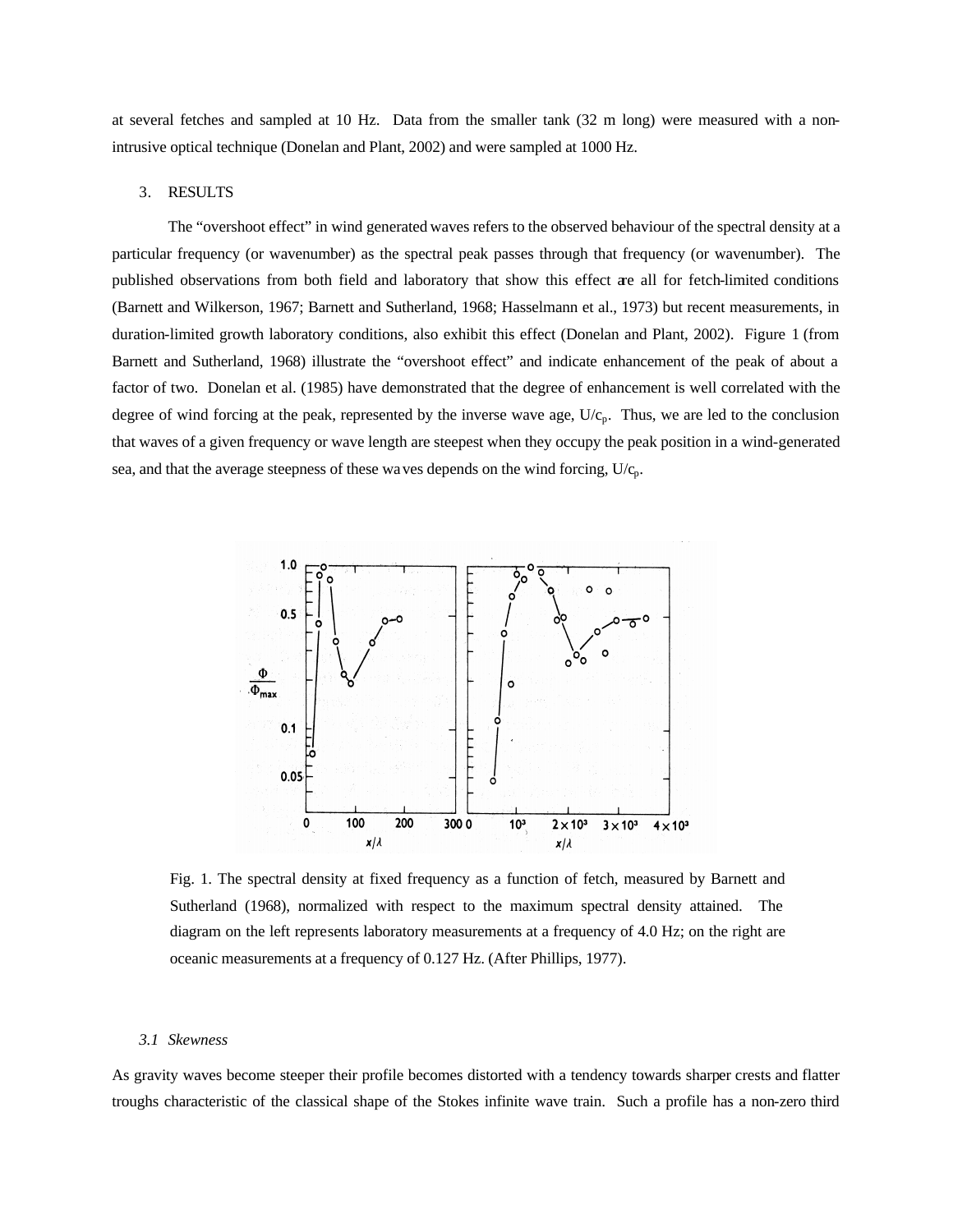at several fetches and sampled at 10 Hz. Data from the smaller tank (32 m long) were measured with a non-intrusive optical technique (Donelan and Plant, 2002) and were sampled at 1000 Hz.

## 3. RESULTS

The "overshoot effect" in wind generated waves refers to the observed behaviour of the spectral density at a particular frequency (or wavenumber) as the spectral peak passes through that frequency (or wavenumber). The published observations from both field and laboratory that show this effect are all for fetch-limited conditions (Barnett and Wilkerson, 1967; Barnett and Sutherland, 1968; Hasselmann et al., 1973) but recent measurements, in duration-limited growth laboratory conditions, also exhibit this effect (Donelan and Plant, 2002). Figure 1 (from Barnett and Sutherland, 1968) illustrate the "overshoot effect" and indicate enhancement of the peak of about a factor of two. Donelan et al. (1985) have demonstrated that the degree of enhancement is well correlated with the degree of wind forcing at the peak, represented by the inverse wave age, $U/c_p$. Thus, we are led to the conclusion that waves of a given frequency or wave length are steepest when they occupy the peak position in a wind-generated sea, and that the average steepness of these waves depends on the wind forcing, $U/c_p$.

Fig. 1. The spectral density at fixed frequency as a function of fetch, measured by Barnett and Sutherland (1968), normalized with respect to the maximum spectral density attained. The diagram on the left represents laboratory measurements at a frequency of 4.0 Hz; on the right are oceanic measurements at a frequency of 0.127 Hz. (After Phillips, 1977).

### *3.1 Skewness*

As gravity waves become steeper their profile becomes distorted with a tendency towards sharper crests and flatter troughs characteristic of the classical shape of the Stokes infinite wave train. Such a profile has a non-zero third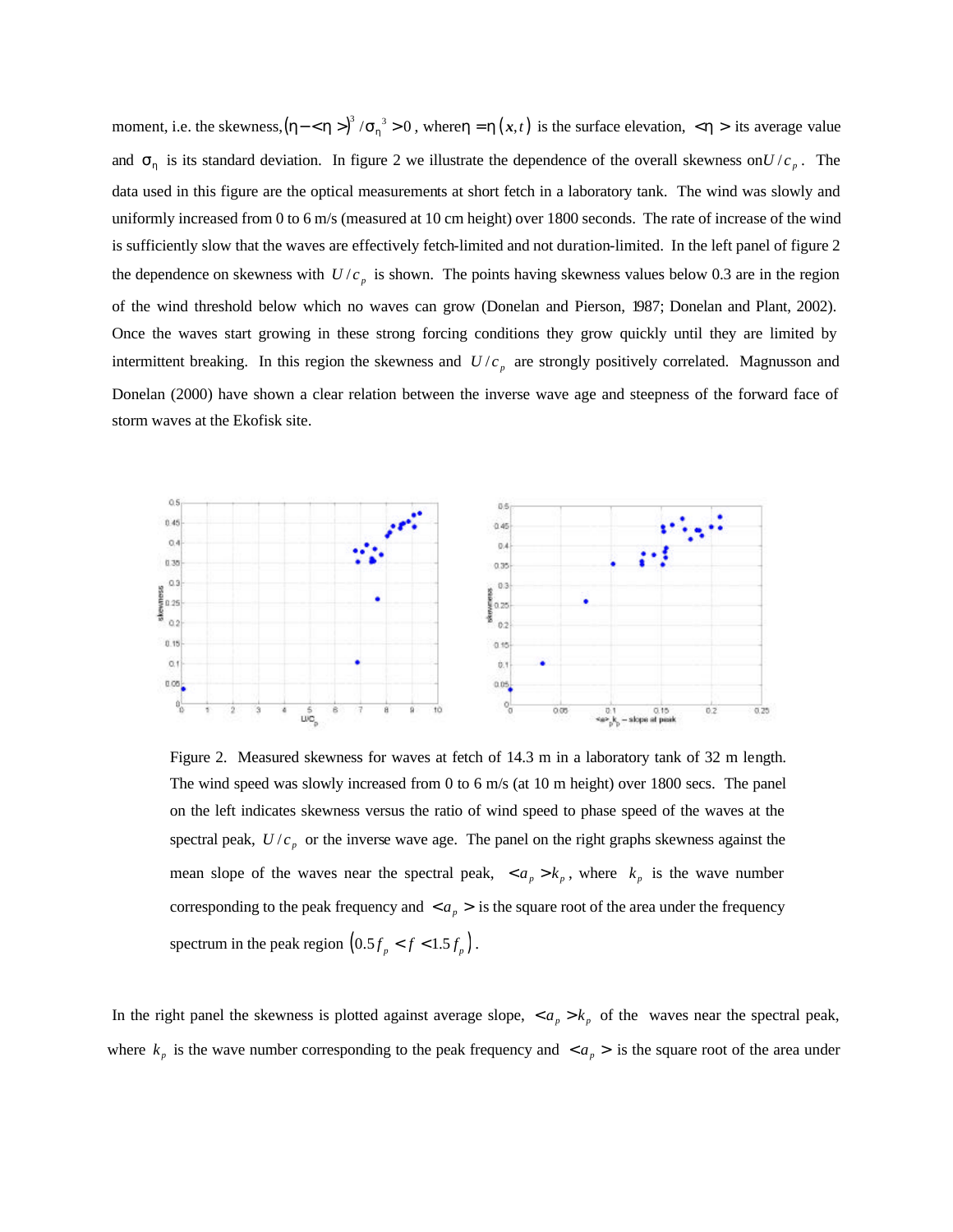moment, i.e. the skewness, $\left(\eta - \langle\eta\rangle\right)^3 / \sigma_\eta^{\,3} > 0$ , where $\eta = \eta\left(x,t\right)$ is the surface elevation, $\langle\eta\rangle$ its average value and $\sigma_\eta$ is its standard deviation. In figure 2 we illustrate the dependence of the overall skewness on $U/c_p$. The data used in this figure are the optical measurements at short fetch in a laboratory tank. The wind was slowly and uniformly increased from 0 to 6 m/s (measured at 10 cm height) over 1800 seconds. The rate of increase of the wind is sufficiently slow that the waves are effectively fetch-limited and not duration-limited. In the left panel of figure 2 the dependence on skewness with $U/c_p$ is shown. The points having skewness values below 0.3 are in the region of the wind threshold below which no waves can grow (Donelan and Pierson, 1987; Donelan and Plant, 2002). Once the waves start growing in these strong forcing conditions they grow quickly until they are limited by intermittent breaking. In this region the skewness and $U/c_p$ are strongly positively correlated. Magnusson and Donelan (2000) have shown a clear relation between the inverse wave age and steepness of the forward face of storm waves at the Ekofisk site.

Figure 2. Measured skewness for waves at fetch of 14.3 m in a laboratory tank of 32 m length. The wind speed was slowly increased from 0 to 6 m/s (at 10 m height) over 1800 secs. The panel on the left indicates skewness versus the ratio of wind speed to phase speed of the waves at the spectral peak, $U/c_p$ or the inverse wave age. The panel on the right graphs skewness against the mean slope of the waves near the spectral peak, $\langle a_p\rangle k_p$, where $k_p$ is the wave number corresponding to the peak frequency and $\langle a_p\rangle$ is the square root of the area under the frequency spectrum in the peak region $\left(0.5 f_p < f < 1.5 f_p\right)$.

In the right panel the skewness is plotted against average slope, $\langle a_p\rangle k_p$ of the waves near the spectral peak, where $k_p$ is the wave number corresponding to the peak frequency and $\langle a_p\rangle$ is the square root of the area under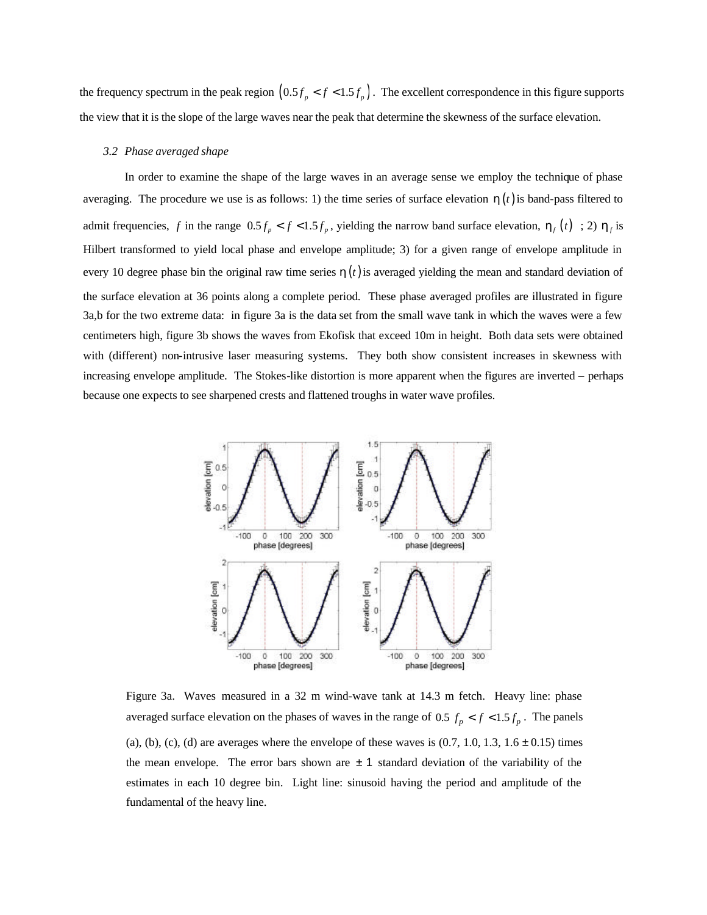the frequency spectrum in the peak region $\left(0.5 f_p < f < 1.5 f_p\right)$. The excellent correspondence in this figure supports the view that it is the slope of the large waves near the peak that determine the skewness of the surface elevation.

### *3.2 Phase averaged shape*

In order to examine the shape of the large waves in an average sense we employ the technique of phase averaging. The procedure we use is as follows: 1) the time series of surface elevation $\eta(t)$ is band-pass filtered to admit frequencies, $f$ in the range $0.5 f_p < f < 1.5 f_p$, yielding the narrow band surface elevation, $\eta_f(t)$ ; 2) $\eta_f$ is Hilbert transformed to yield local phase and envelope amplitude; 3) for a given range of envelope amplitude in every 10 degree phase bin the original raw time series $\eta(t)$ is averaged yielding the mean and standard deviation of the surface elevation at 36 points along a complete period. These phase averaged profiles are illustrated in figure 3a,b for the two extreme data: in figure 3a is the data set from the small wave tank in which the waves were a few centimeters high, figure 3b shows the waves from Ekofisk that exceed 10m in height. Both data sets were obtained with (different) non-intrusive laser measuring systems. They both show consistent increases in skewness with increasing envelope amplitude. The Stokes-like distortion is more apparent when the figures are inverted – perhaps because one expects to see sharpened crests and flattened troughs in water wave profiles.

Figure 3a. Waves measured in a 32 m wind-wave tank at 14.3 m fetch. Heavy line: phase averaged surface elevation on the phases of waves in the range of $0.5\ f_p < f < 1.5 f_p$. The panels (a), (b), (c), (d) are averages where the envelope of these waves is (0.7, 1.0, 1.3, 1.6 ± 0.15) times the mean envelope. The error bars shown are $\pm 1$ standard deviation of the variability of the estimates in each 10 degree bin. Light line: sinusoid having the period and amplitude of the fundamental of the heavy line.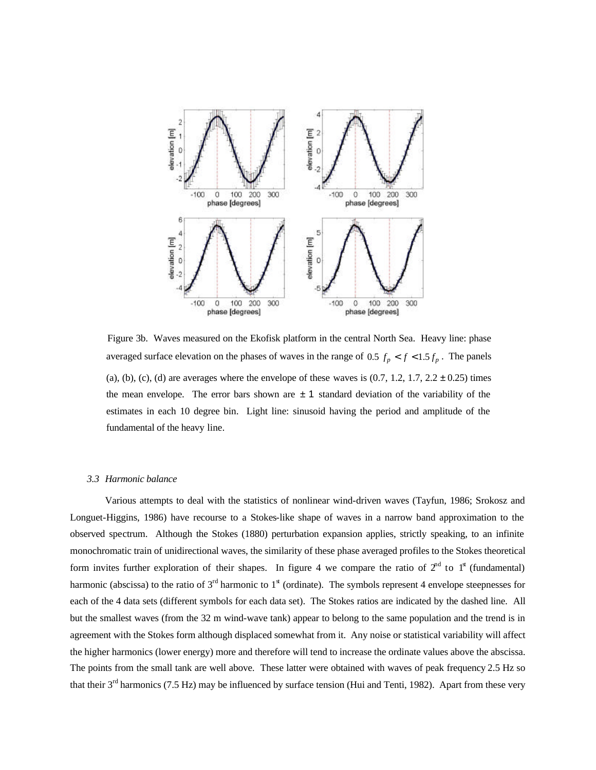Figure 3b. Waves measured on the Ekofisk platform in the central North Sea. Heavy line: phase averaged surface elevation on the phases of waves in the range of $0.5\ f_p < f < 1.5\ f_p$. The panels (a), (b), (c), (d) are averages where the envelope of these waves is (0.7, 1.2, 1.7, 2.2 $\pm$ 0.25) times the mean envelope. The error bars shown are $\pm 1$ standard deviation of the variability of the estimates in each 10 degree bin. Light line: sinusoid having the period and amplitude of the fundamental of the heavy line.

### *3.3 Harmonic balance*

Various attempts to deal with the statistics of nonlinear wind-driven waves (Tayfun, 1986; Srokosz and Longuet-Higgins, 1986) have recourse to a Stokes-like shape of waves in a narrow band approximation to the observed spectrum. Although the Stokes (1880) perturbation expansion applies, strictly speaking, to an infinite monochromatic train of unidirectional waves, the similarity of these phase averaged profiles to the Stokes theoretical form invites further exploration of their shapes. In figure 4 we compare the ratio of 2nd to 1st (fundamental) harmonic (abscissa) to the ratio of 3rd harmonic to 1st (ordinate). The symbols represent 4 envelope steepnesses for each of the 4 data sets (different symbols for each data set). The Stokes ratios are indicated by the dashed line. All but the smallest waves (from the 32 m wind-wave tank) appear to belong to the same population and the trend is in agreement with the Stokes form although displaced somewhat from it. Any noise or statistical variability will affect the higher harmonics (lower energy) more and therefore will tend to increase the ordinate values above the abscissa. The points from the small tank are well above. These latter were obtained with waves of peak frequency 2.5 Hz so that their 3rd harmonics (7.5 Hz) may be influenced by surface tension (Hui and Tenti, 1982). Apart from these very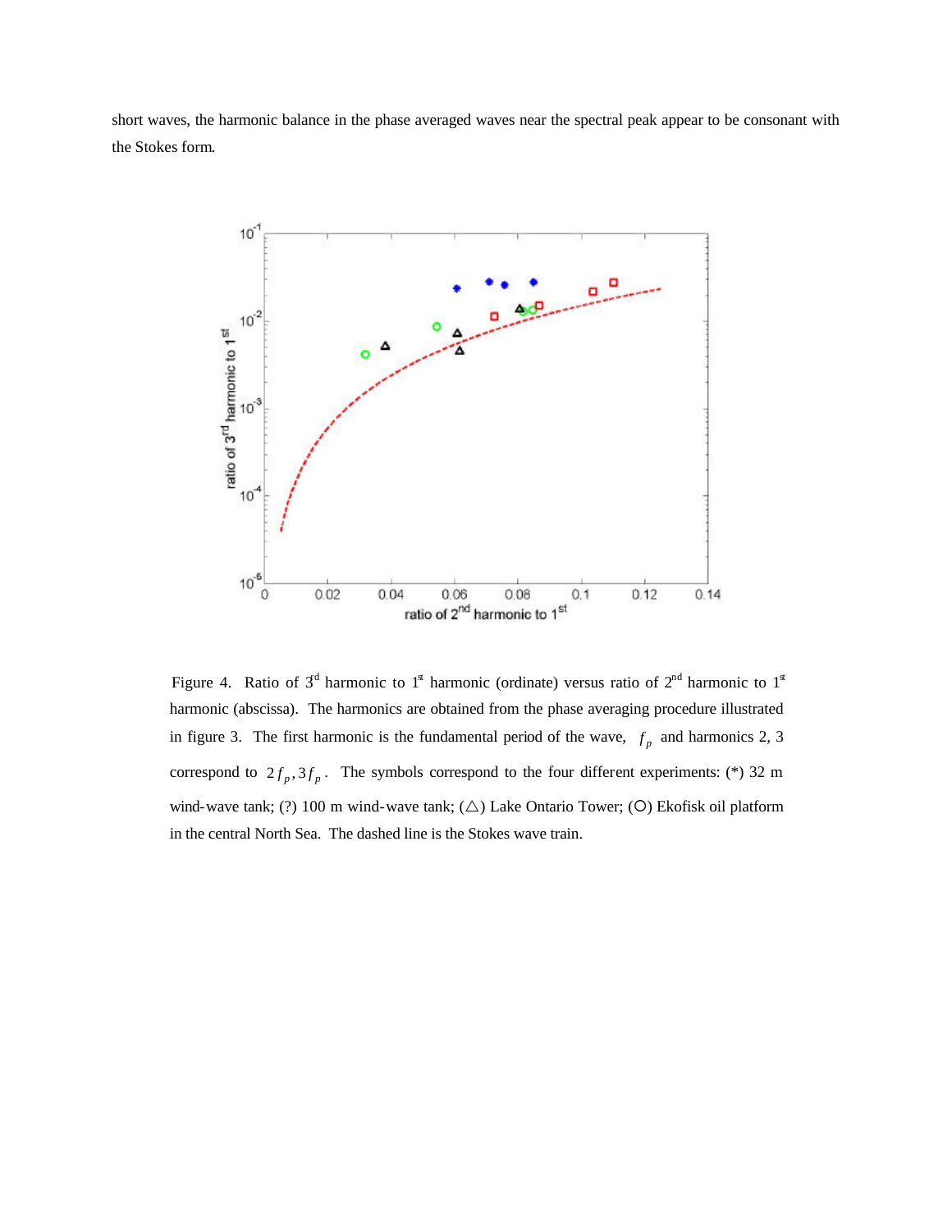short waves, the harmonic balance in the phase averaged waves near the spectral peak appear to be consonant with the Stokes form.

Figure 4. Ratio of 3rd harmonic to 1st harmonic (ordinate) versus ratio of 2nd harmonic to 1st harmonic (abscissa). The harmonics are obtained from the phase averaging procedure illustrated in figure 3. The first harmonic is the fundamental period of the wave, $f_p$ and harmonics 2, 3 correspond to $2f_p, 3f_p$. The symbols correspond to the four different experiments: (*) 32 m wind-wave tank; (?) 100 m wind-wave tank; (△) Lake Ontario Tower; (○) Ekofisk oil platform in the central North Sea. The dashed line is the Stokes wave train.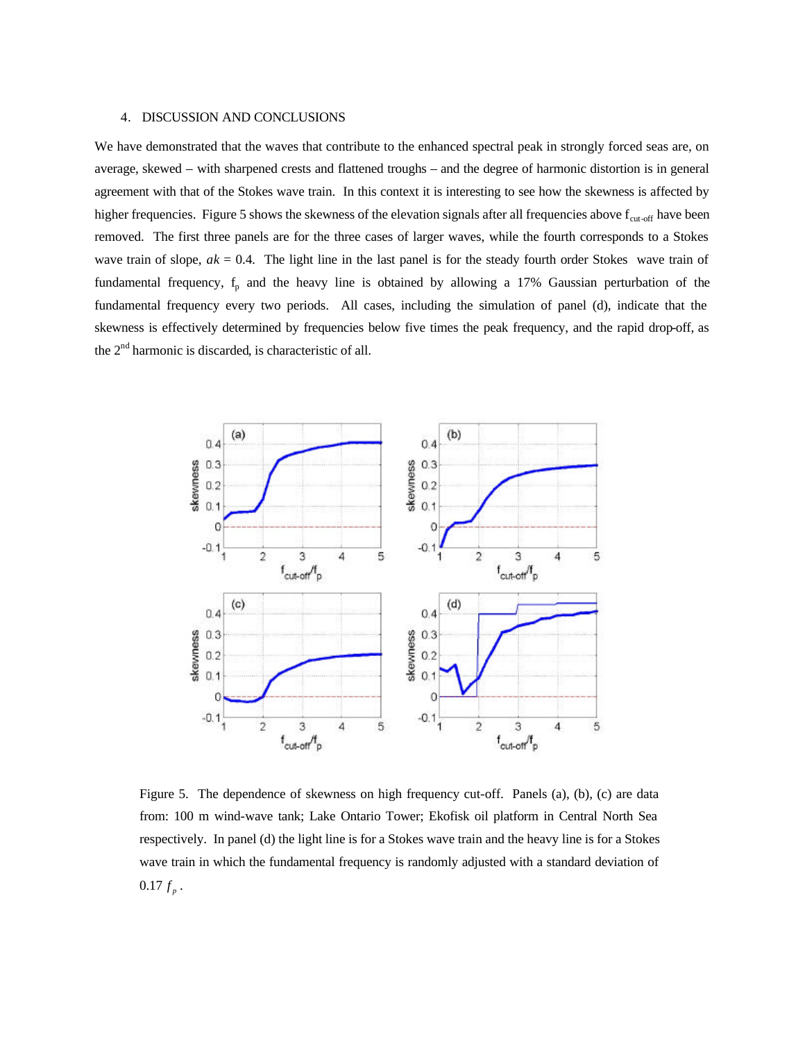## 4. DISCUSSION AND CONCLUSIONS

We have demonstrated that the waves that contribute to the enhanced spectral peak in strongly forced seas are, on average, skewed – with sharpened crests and flattened troughs – and the degree of harmonic distortion is in general agreement with that of the Stokes wave train. In this context it is interesting to see how the skewness is affected by higher frequencies. Figure 5 shows the skewness of the elevation signals after all frequencies above $f_{cut\text{-}off}$ have been removed. The first three panels are for the three cases of larger waves, while the fourth corresponds to a Stokes wave train of slope, $ak = 0.4$. The light line in the last panel is for the steady fourth order Stokes wave train of fundamental frequency, $f_p$ and the heavy line is obtained by allowing a 17% Gaussian perturbation of the fundamental frequency every two periods. All cases, including the simulation of panel (d), indicate that the skewness is effectively determined by frequencies below five times the peak frequency, and the rapid drop-off, as the 2nd harmonic is discarded, is characteristic of all.

Figure 5. The dependence of skewness on high frequency cut-off. Panels (a), (b), (c) are data from: 100 m wind-wave tank; Lake Ontario Tower; Ekofisk oil platform in Central North Sea respectively. In panel (d) the light line is for a Stokes wave train and the heavy line is for a Stokes wave train in which the fundamental frequency is randomly adjusted with a standard deviation of $0.17\,f_p$.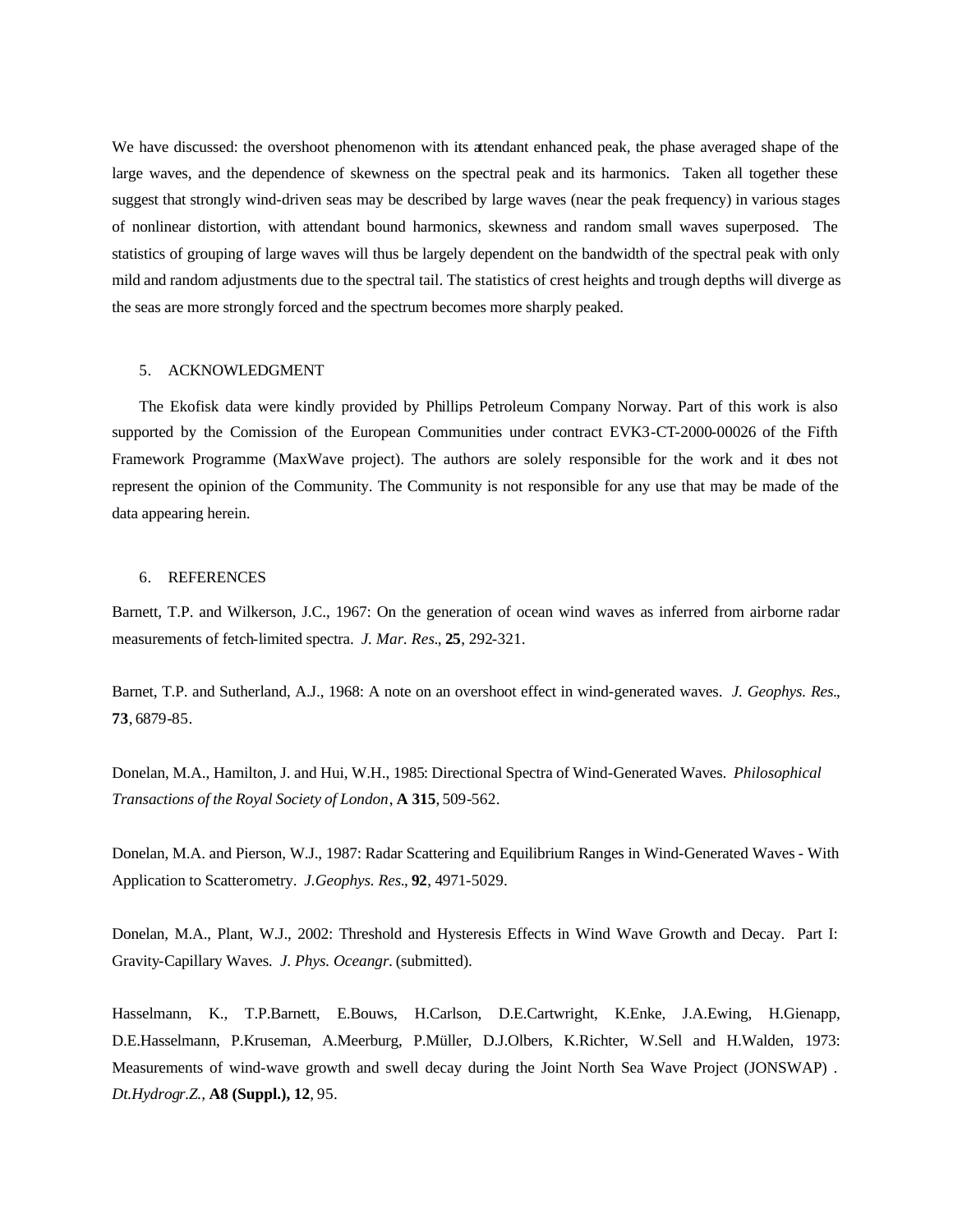We have discussed: the overshoot phenomenon with its attendant enhanced peak, the phase averaged shape of the large waves, and the dependence of skewness on the spectral peak and its harmonics. Taken all together these suggest that strongly wind-driven seas may be described by large waves (near the peak frequency) in various stages of nonlinear distortion, with attendant bound harmonics, skewness and random small waves superposed. The statistics of grouping of large waves will thus be largely dependent on the bandwidth of the spectral peak with only mild and random adjustments due to the spectral tail. The statistics of crest heights and trough depths will diverge as the seas are more strongly forced and the spectrum becomes more sharply peaked.

## 5. ACKNOWLEDGMENT

The Ekofisk data were kindly provided by Phillips Petroleum Company Norway. Part of this work is also supported by the Comission of the European Communities under contract EVK3-CT-2000-00026 of the Fifth Framework Programme (MaxWave project). The authors are solely responsible for the work and it does not represent the opinion of the Community. The Community is not responsible for any use that may be made of the data appearing herein.

## 6. REFERENCES

Barnett, T.P. and Wilkerson, J.C., 1967: On the generation of ocean wind waves as inferred from airborne radar measurements of fetch-limited spectra. *J. Mar. Res.*, **25**, 292-321.

Barnet, T.P. and Sutherland, A.J., 1968: A note on an overshoot effect in wind-generated waves. *J. Geophys. Res.*, **73**, 6879-85.

Donelan, M.A., Hamilton, J. and Hui, W.H., 1985: Directional Spectra of Wind-Generated Waves. *Philosophical Transactions of the Royal Society of London*, **A 315**, 509-562.

Donelan, M.A. and Pierson, W.J., 1987: Radar Scattering and Equilibrium Ranges in Wind-Generated Waves - With Application to Scatterometry. *J.Geophys. Res.*, **92**, 4971-5029.

Donelan, M.A., Plant, W.J., 2002: Threshold and Hysteresis Effects in Wind Wave Growth and Decay. Part I: Gravity-Capillary Waves. *J. Phys. Oceangr.* (submitted).

Hasselmann, K., T.P.Barnett, E.Bouws, H.Carlson, D.E.Cartwright, K.Enke, J.A.Ewing, H.Gienapp, D.E.Hasselmann, P.Kruseman, A.Meerburg, P.Müller, D.J.Olbers, K.Richter, W.Sell and H.Walden, 1973: Measurements of wind-wave growth and swell decay during the Joint North Sea Wave Project (JONSWAP) . *Dt.Hydrogr.Z.*, **A8 (Suppl.), 12**, 95.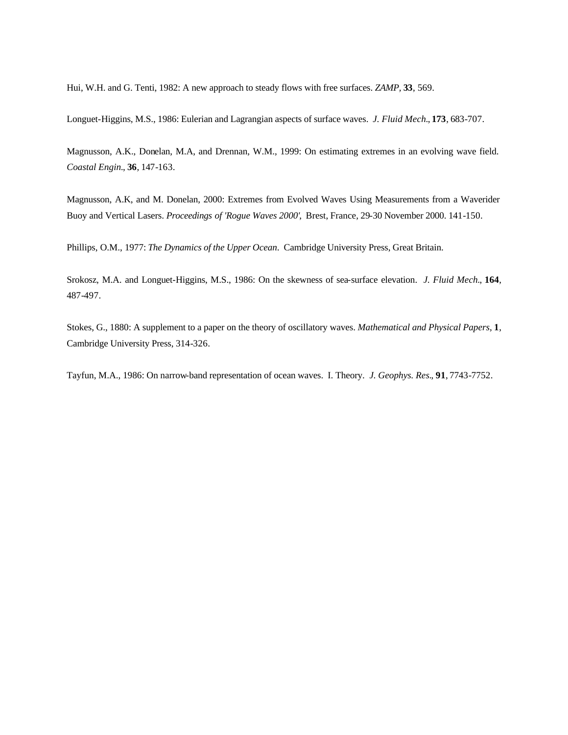Hui, W.H. and G. Tenti, 1982: A new approach to steady flows with free surfaces. *ZAMP*, **33**, 569.

Longuet-Higgins, M.S., 1986: Eulerian and Lagrangian aspects of surface waves. *J. Fluid Mech*., **173**, 683-707.

Magnusson, A.K., Donelan, M.A, and Drennan, W.M., 1999: On estimating extremes in an evolving wave field. *Coastal Engin*., **36**, 147-163.

Magnusson, A.K, and M. Donelan, 2000: Extremes from Evolved Waves Using Measurements from a Waverider Buoy and Vertical Lasers. *Proceedings of 'Rogue Waves 2000'*, Brest, France, 29-30 November 2000. 141-150.

Phillips, O.M., 1977: *The Dynamics of the Upper Ocean*. Cambridge University Press, Great Britain.

Srokosz, M.A. and Longuet-Higgins, M.S., 1986: On the skewness of sea-surface elevation. *J. Fluid Mech*., **164**, 487-497.

Stokes, G., 1880: A supplement to a paper on the theory of oscillatory waves. *Mathematical and Physical Papers*, **1**, Cambridge University Press, 314-326.

Tayfun, M.A., 1986: On narrow-band representation of ocean waves. I. Theory. *J. Geophys. Res*., **91**, 7743-7752.